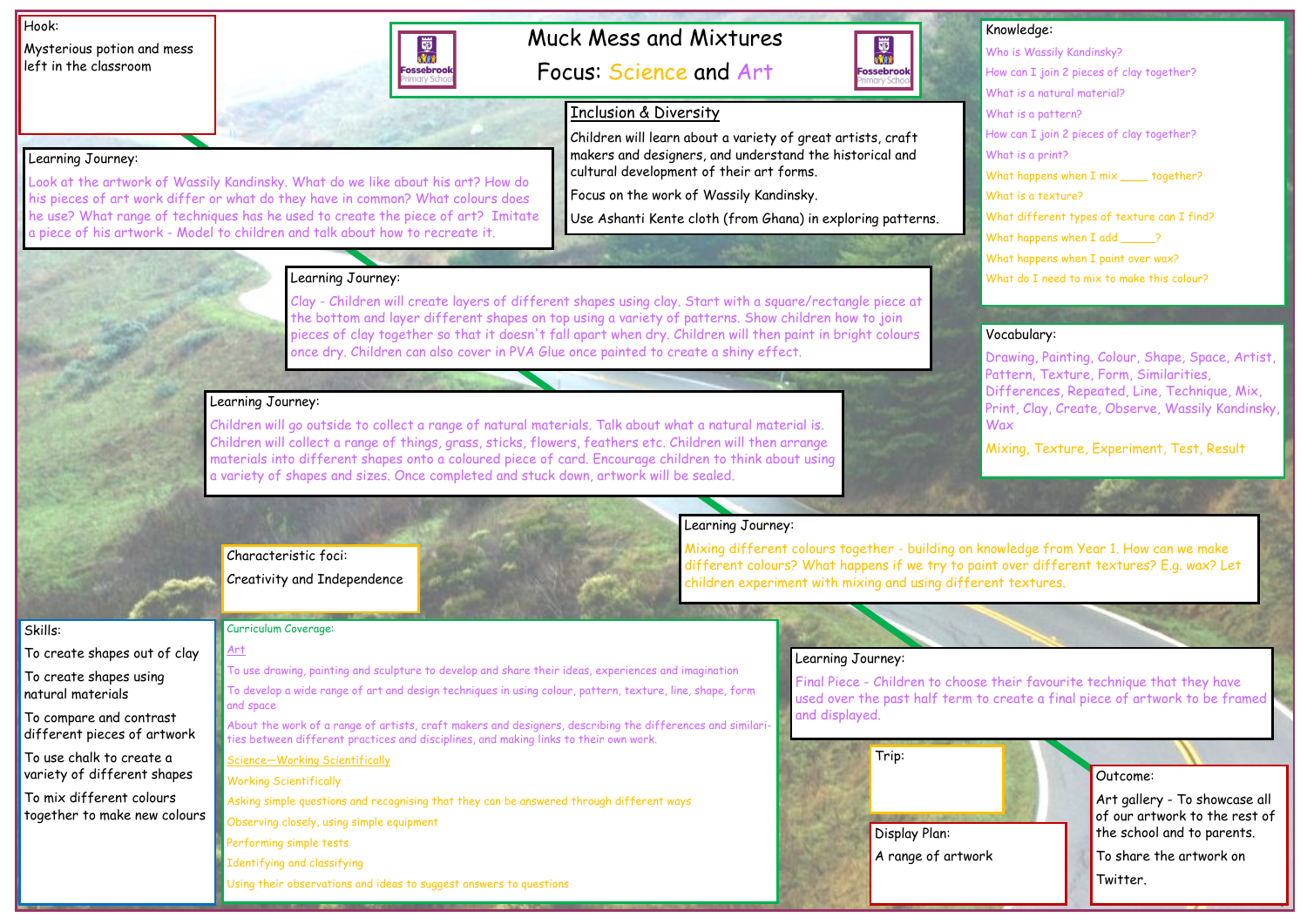# Muck Mess and Mixtures

Focus: Science and Art

**Hook:**

Mysterious potion and mess left in the classroom

**Learning Journey:**

Look at the artwork of Wassily Kandinsky. What do we like about his art? How do his pieces of art work differ or what do they have in common? What colours does he use? What range of techniques has he used to create the piece of art? Imitate a piece of his artwork - Model to children and talk about how to recreate it.

**Inclusion & Diversity**

Children will learn about a variety of great artists, craft makers and designers, and understand the historical and cultural development of their art forms.

Focus on the work of Wassily Kandinsky.

Use Ashanti Kente cloth (from Ghana) in exploring patterns.

**Learning Journey:**

Clay - Children will create layers of different shapes using clay. Start with a square/rectangle piece at the bottom and layer different shapes on top using a variety of patterns. Show children how to join pieces of clay together so that it doesn't fall apart when dry. Children will then paint in bright colours once dry. Children can also cover in PVA Glue once painted to create a shiny effect.

**Learning Journey:**

Children will go outside to collect a range of natural materials. Talk about what a natural material is. Children will collect a range of things, grass, sticks, flowers, feathers etc. Children will then arrange materials into different shapes onto a coloured piece of card. Encourage children to think about using a variety of shapes and sizes. Once completed and stuck down, artwork will be sealed.

**Learning Journey:**

Mixing different colours together - building on knowledge from Year 1. How can we make different colours? What happens if we try to paint over different textures? E.g. wax? Let children experiment with mixing and using different textures.

**Learning Journey:**

Final Piece - Children to choose their favourite technique that they have used over the past half term to create a final piece of artwork to be framed and displayed.

**Knowledge:**

- Who is Wassily Kandinsky?
- How can I join 2 pieces of clay together?
- What is a natural material?
- What is a pattern?
- How can I join 2 pieces of clay together?
- What is a print?
- What happens when I mix ____ together?
- What is a texture?
- What different types of texture can I find?
- What happens when I add _____?
- What happens when I paint over wax?
- What do I need to mix to make this colour?

**Vocabulary:**

Drawing, Painting, Colour, Shape, Space, Artist, Pattern, Texture, Form, Similarities, Differences, Repeated, Line, Technique, Mix, Print, Clay, Create, Observe, Wassily Kandinsky, Wax

Mixing, Texture, Experiment, Test, Result

**Characteristic foci:**

Creativity and Independence

**Skills:**

- To create shapes out of clay
- To create shapes using natural materials
- To compare and contrast different pieces of artwork
- To use chalk to create a variety of different shapes
- To mix different colours together to make new colours

**Curriculum Coverage:**

Art

- To use drawing, painting and sculpture to develop and share their ideas, experiences and imagination
- To develop a wide range of art and design techniques in using colour, pattern, texture, line, shape, form and space
- About the work of a range of artists, craft makers and designers, describing the differences and similarities between different practices and disciplines, and making links to their own work.

Science—Working Scientifically

- Working Scientifically
- Asking simple questions and recognising that they can be answered through different ways
- Observing closely, using simple equipment
- Performing simple tests
- Identifying and classifying
- Using their observations and ideas to suggest answers to questions

**Trip:**

**Display Plan:**

A range of artwork

**Outcome:**

Art gallery - To showcase all of our artwork to the rest of the school and to parents.

To share the artwork on Twitter.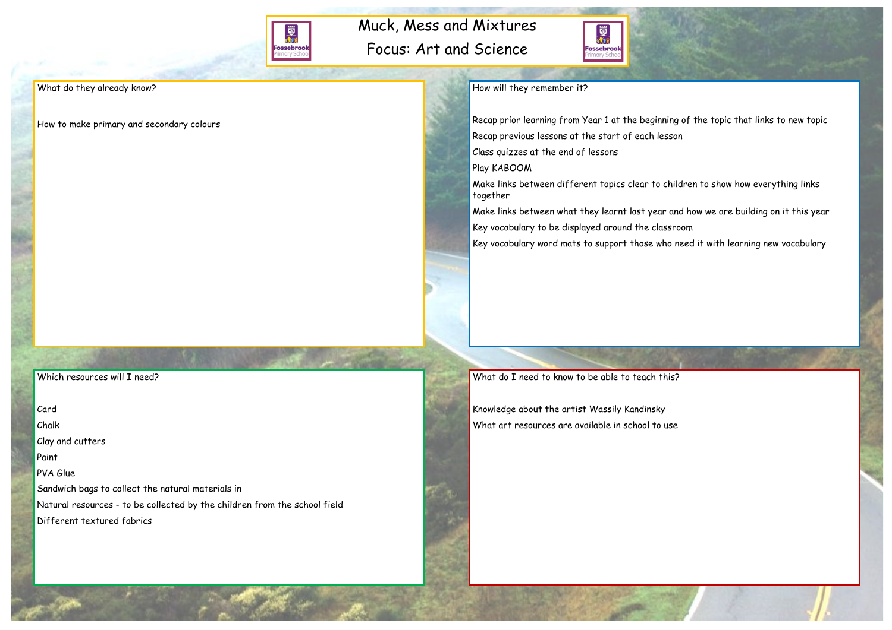# Muck, Mess and Mixtures

## Focus: Art and Science

### What do they already know?

How to make primary and secondary colours

### How will they remember it?

Recap prior learning from Year 1 at the beginning of the topic that links to new topic

Recap previous lessons at the start of each lesson

Class quizzes at the end of lessons

Play KABOOM

Make links between different topics clear to children to show how everything links together

Make links between what they learnt last year and how we are building on it this year

Key vocabulary to be displayed around the classroom

Key vocabulary word mats to support those who need it with learning new vocabulary

### Which resources will I need?

Card

Chalk

Clay and cutters

Paint

PVA Glue

Sandwich bags to collect the natural materials in

Natural resources - to be collected by the children from the school field

Different textured fabrics

### What do I need to know to be able to teach this?

Knowledge about the artist Wassily Kandinsky

What art resources are available in school to use